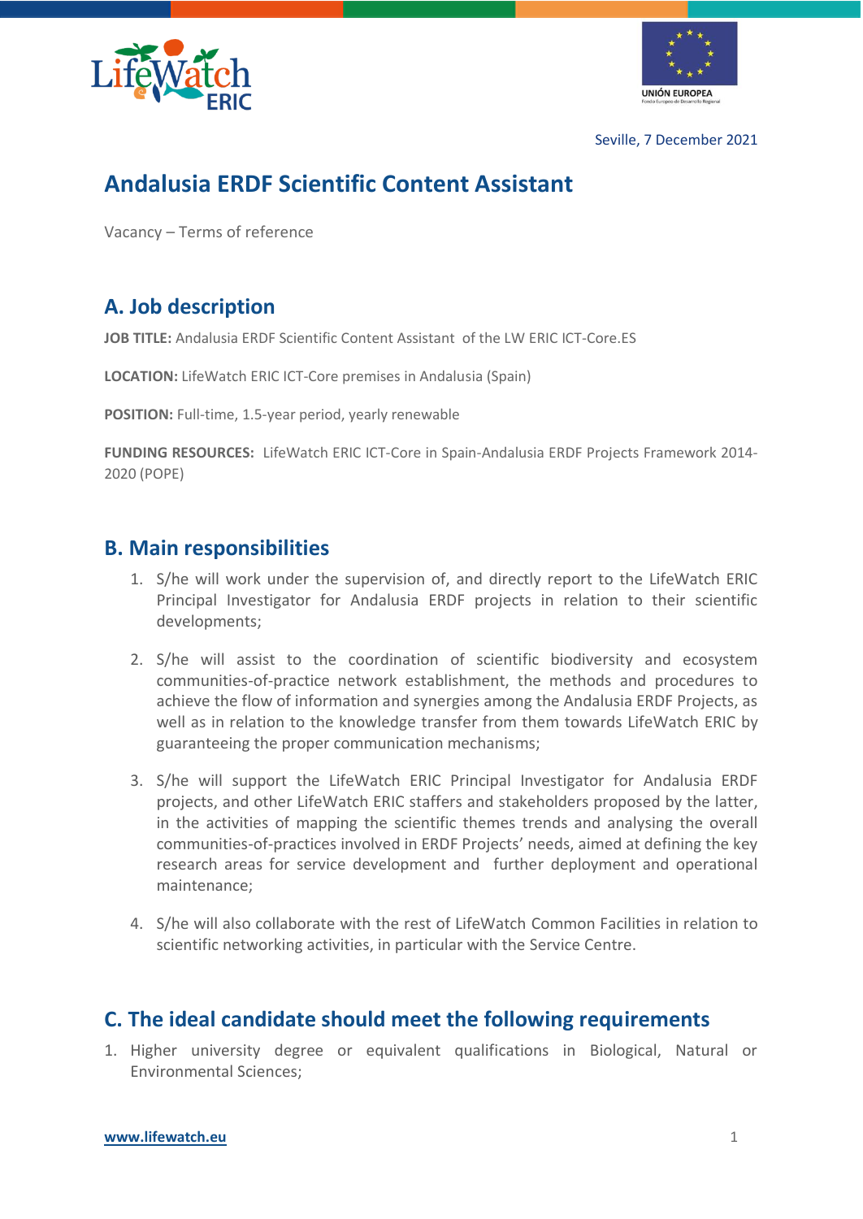Seville, 7 December 2021

# Andalusia ERDF Scientific Content Assistant

Vacancy – Terms of reference

## A. Job description

**JOB TITLE:** Andalusia ERDF Scientific Content Assistant of the LW ERIC ICT-Core.ES

**LOCATION:** LifeWatch ERIC ICT-Core premises in Andalusia (Spain)

**POSITION:** Full-time, 1.5-year period, yearly renewable

**FUNDING RESOURCES:** LifeWatch ERIC ICT-Core in Spain-Andalusia ERDF Projects Framework 2014-2020 (POPE)

## B. Main responsibilities

1. S/he will work under the supervision of, and directly report to the LifeWatch ERIC Principal Investigator for Andalusia ERDF projects in relation to their scientific developments;
2. S/he will assist to the coordination of scientific biodiversity and ecosystem communities-of-practice network establishment, the methods and procedures to achieve the flow of information and synergies among the Andalusia ERDF Projects, as well as in relation to the knowledge transfer from them towards LifeWatch ERIC by guaranteeing the proper communication mechanisms;
3. S/he will support the LifeWatch ERIC Principal Investigator for Andalusia ERDF projects, and other LifeWatch ERIC staffers and stakeholders proposed by the latter, in the activities of mapping the scientific themes trends and analysing the overall communities-of-practices involved in ERDF Projects' needs, aimed at defining the key research areas for service development and further deployment and operational maintenance;
4. S/he will also collaborate with the rest of LifeWatch Common Facilities in relation to scientific networking activities, in particular with the Service Centre.

## C. The ideal candidate should meet the following requirements

1. Higher university degree or equivalent qualifications in Biological, Natural or Environmental Sciences;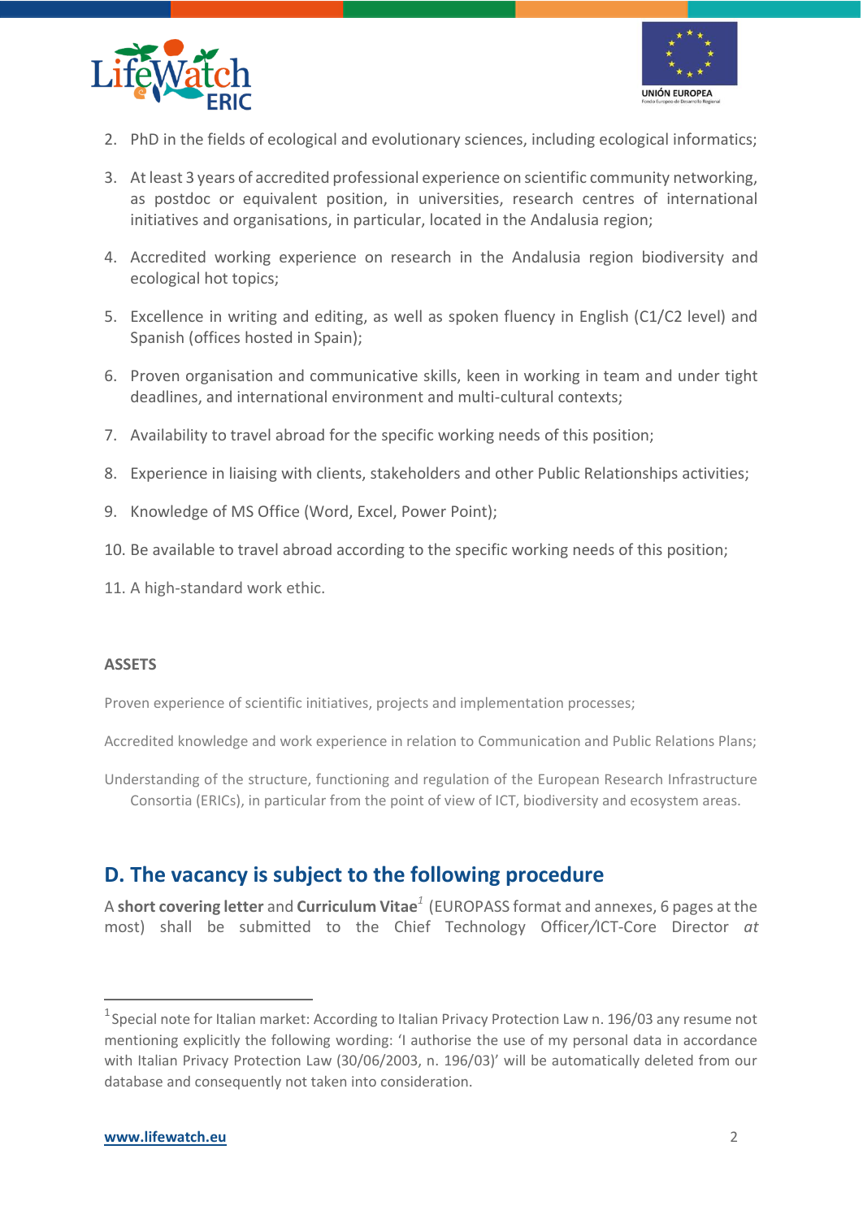2. PhD in the fields of ecological and evolutionary sciences, including ecological informatics;
3. At least 3 years of accredited professional experience on scientific community networking, as postdoc or equivalent position, in universities, research centres of international initiatives and organisations, in particular, located in the Andalusia region;
4. Accredited working experience on research in the Andalusia region biodiversity and ecological hot topics;
5. Excellence in writing and editing, as well as spoken fluency in English (C1/C2 level) and Spanish (offices hosted in Spain);
6. Proven organisation and communicative skills, keen in working in team and under tight deadlines, and international environment and multi-cultural contexts;
7. Availability to travel abroad for the specific working needs of this position;
8. Experience in liaising with clients, stakeholders and other Public Relationships activities;
9. Knowledge of MS Office (Word, Excel, Power Point);
10. Be available to travel abroad according to the specific working needs of this position;
11. A high-standard work ethic.

**ASSETS**

Proven experience of scientific initiatives, projects and implementation processes;

Accredited knowledge and work experience in relation to Communication and Public Relations Plans;

Understanding of the structure, functioning and regulation of the European Research Infrastructure Consortia (ERICs), in particular from the point of view of ICT, biodiversity and ecosystem areas.

## D. The vacancy is subject to the following procedure

A **short covering letter** and **Curriculum Vitae**[1] (EUROPASS format and annexes, 6 pages at the most) shall be submitted to the Chief Technology Officer/ICT-Core Director *at*

[1] Special note for Italian market: According to Italian Privacy Protection Law n. 196/03 any resume not mentioning explicitly the following wording: 'I authorise the use of my personal data in accordance with Italian Privacy Protection Law (30/06/2003, n. 196/03)' will be automatically deleted from our database and consequently not taken into consideration.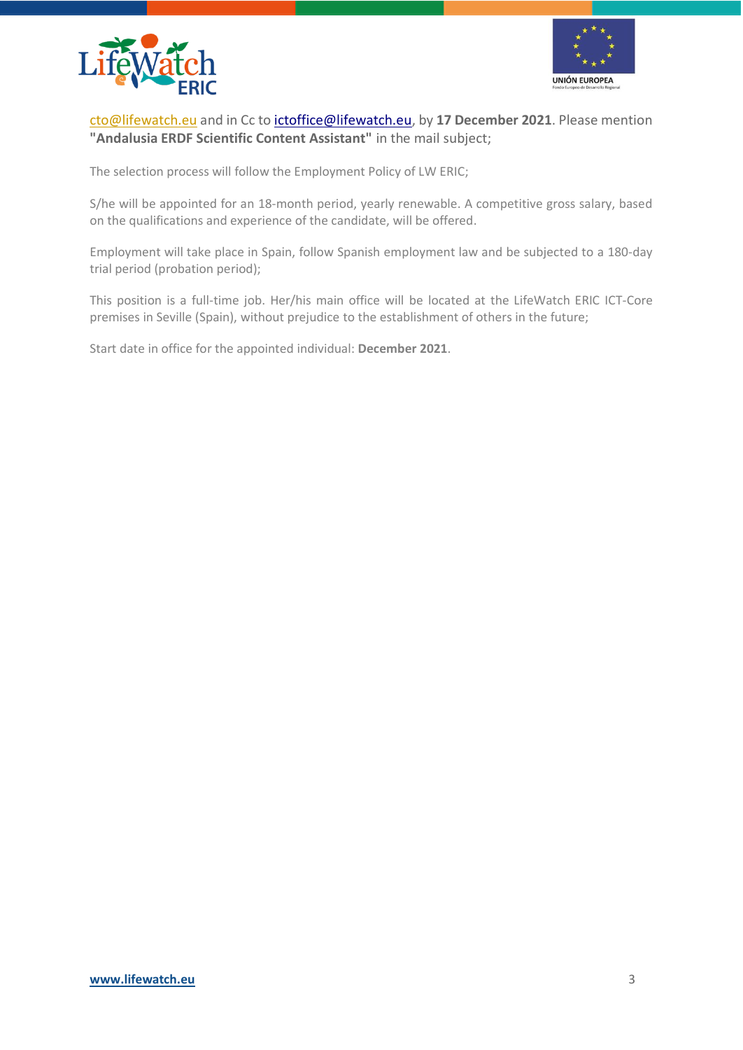cto@lifewatch.eu and in Cc to ictoffice@lifewatch.eu, by **17 December 2021**. Please mention **"Andalusia ERDF Scientific Content Assistant"** in the mail subject;

The selection process will follow the Employment Policy of LW ERIC;

S/he will be appointed for an 18-month period, yearly renewable. A competitive gross salary, based on the qualifications and experience of the candidate, will be offered.

Employment will take place in Spain, follow Spanish employment law and be subjected to a 180-day trial period (probation period);

This position is a full-time job. Her/his main office will be located at the LifeWatch ERIC ICT-Core premises in Seville (Spain), without prejudice to the establishment of others in the future;

Start date in office for the appointed individual: **December 2021**.